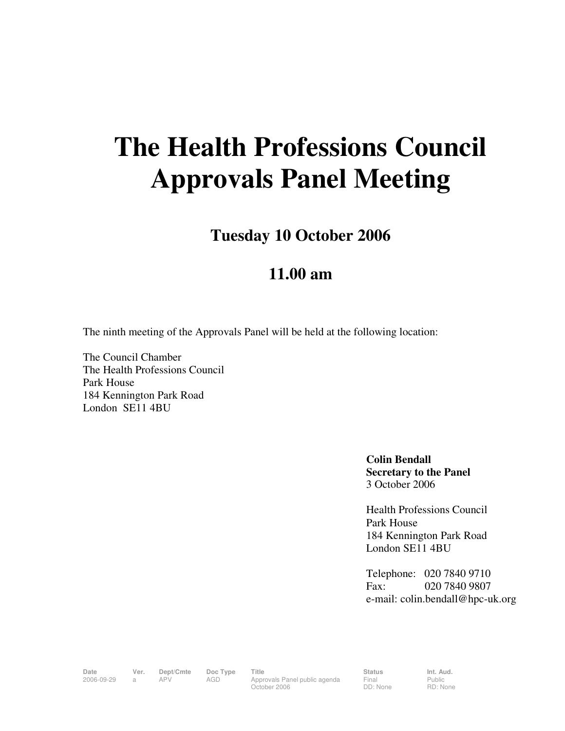# The Health Professions Council Approvals Panel Meeting

## Tuesday 10 October 2006

## 11.00 am

The ninth meeting of the Approvals Panel will be held at the following location:

The Council Chamber
The Health Professions Council
Park House
184 Kennington Park Road
London SE11 4BU

**Colin Bendall**
**Secretary to the Panel**
3 October 2006

Health Professions Council
Park House
184 Kennington Park Road
London SE11 4BU

Telephone: 020 7840 9710
Fax: 020 7840 9807
e-mail: colin.bendall@hpc-uk.org

| Date | Ver. | Dept/Cmte | Doc Type | Title | Status | Int. Aud. |
|---|---|---|---|---|---|---|
| 2006-09-29 | a | APV | AGD | Approvals Panel public agenda October 2006 | Final DD: None | Public RD: None |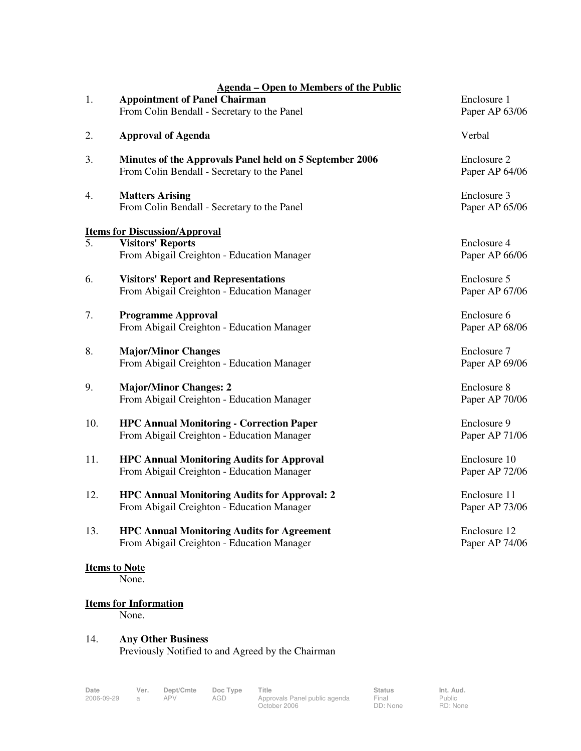## Agenda – Open to Members of the Public

| | | |
|---|---|---|
| 1. | **Appointment of Panel Chairman**<br>From Colin Bendall - Secretary to the Panel | Enclosure 1<br>Paper AP 63/06 |
| 2. | **Approval of Agenda** | Verbal |
| 3. | **Minutes of the Approvals Panel held on 5 September 2006**<br>From Colin Bendall - Secretary to the Panel | Enclosure 2<br>Paper AP 64/06 |
| 4. | **Matters Arising**<br>From Colin Bendall - Secretary to the Panel | Enclosure 3<br>Paper AP 65/06 |

### Items for Discussion/Approval

| | | |
|---|---|---|
| 5. | **Visitors' Reports**<br>From Abigail Creighton - Education Manager | Enclosure 4<br>Paper AP 66/06 |
| 6. | **Visitors' Report and Representations**<br>From Abigail Creighton - Education Manager | Enclosure 5<br>Paper AP 67/06 |
| 7. | **Programme Approval**<br>From Abigail Creighton - Education Manager | Enclosure 6<br>Paper AP 68/06 |
| 8. | **Major/Minor Changes**<br>From Abigail Creighton - Education Manager | Enclosure 7<br>Paper AP 69/06 |
| 9. | **Major/Minor Changes: 2**<br>From Abigail Creighton - Education Manager | Enclosure 8<br>Paper AP 70/06 |
| 10. | **HPC Annual Monitoring - Correction Paper**<br>From Abigail Creighton - Education Manager | Enclosure 9<br>Paper AP 71/06 |
| 11. | **HPC Annual Monitoring Audits for Approval**<br>From Abigail Creighton - Education Manager | Enclosure 10<br>Paper AP 72/06 |
| 12. | **HPC Annual Monitoring Audits for Approval: 2**<br>From Abigail Creighton - Education Manager | Enclosure 11<br>Paper AP 73/06 |
| 13. | **HPC Annual Monitoring Audits for Agreement**<br>From Abigail Creighton - Education Manager | Enclosure 12<br>Paper AP 74/06 |

### Items to Note

None.

### Items for Information

None.

14. **Any Other Business**
Previously Notified to and Agreed by the Chairman

| Date | Ver. | Dept/Cmte | Doc Type | Title | Status | Int. Aud. |
|---|---|---|---|---|---|---|
| 2006-09-29 | a | APV | AGD | Approvals Panel public agenda October 2006 | Final<br>DD: None | Public<br>RD: None |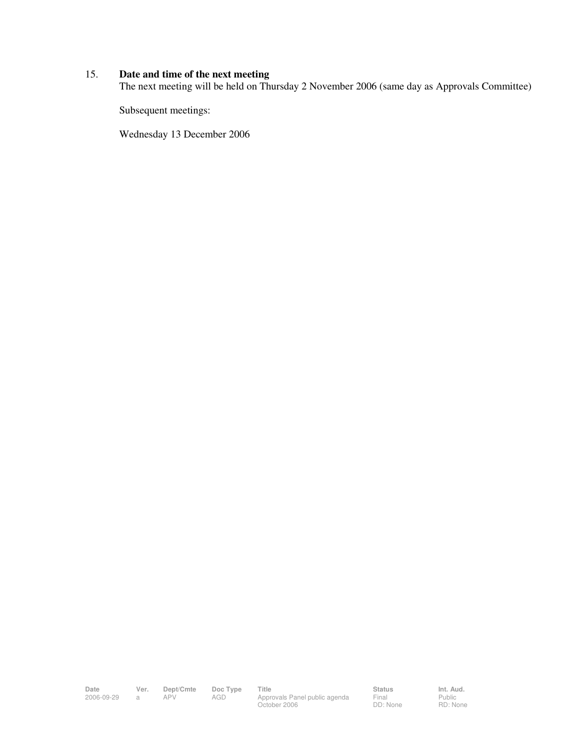15. **Date and time of the next meeting**

The next meeting will be held on Thursday 2 November 2006 (same day as Approvals Committee)

Subsequent meetings:

Wednesday 13 December 2006